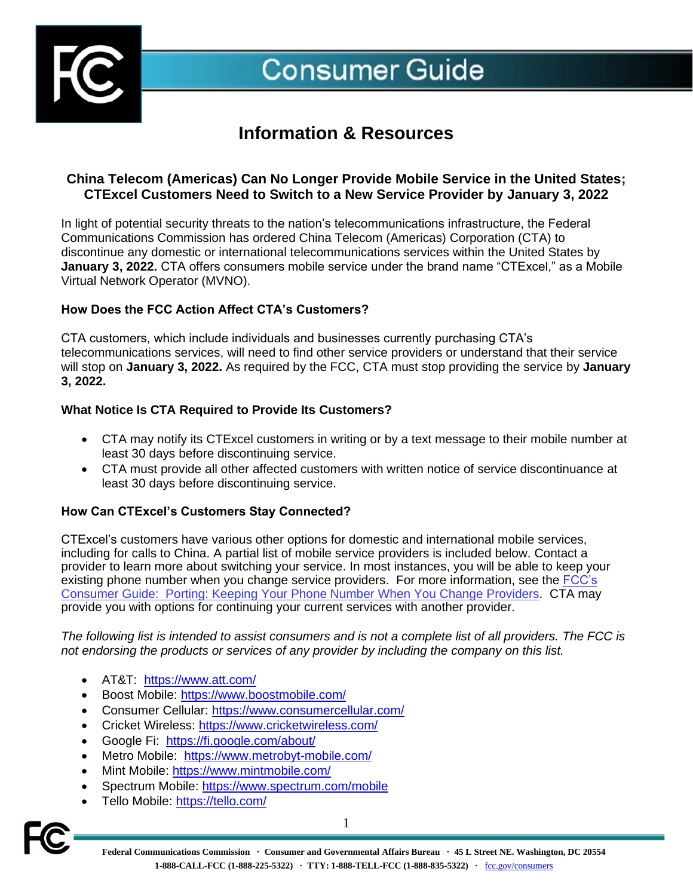# Consumer Guide

## Information & Resources

### China Telecom (Americas) Can No Longer Provide Mobile Service in the United States; CTExcel Customers Need to Switch to a New Service Provider by January 3, 2022

In light of potential security threats to the nation's telecommunications infrastructure, the Federal Communications Commission has ordered China Telecom (Americas) Corporation (CTA) to discontinue any domestic or international telecommunications services within the United States by **January 3, 2022.** CTA offers consumers mobile service under the brand name "CTExcel," as a Mobile Virtual Network Operator (MVNO).

**How Does the FCC Action Affect CTA's Customers?**

CTA customers, which include individuals and businesses currently purchasing CTA's telecommunications services, will need to find other service providers or understand that their service will stop on **January 3, 2022.** As required by the FCC, CTA must stop providing the service by **January 3, 2022.**

**What Notice Is CTA Required to Provide Its Customers?**

- CTA may notify its CTExcel customers in writing or by a text message to their mobile number at least 30 days before discontinuing service.
- CTA must provide all other affected customers with written notice of service discontinuance at least 30 days before discontinuing service.

**How Can CTExcel's Customers Stay Connected?**

CTExcel's customers have various other options for domestic and international mobile services, including for calls to China. A partial list of mobile service providers is included below. Contact a provider to learn more about switching your service. In most instances, you will be able to keep your existing phone number when you change service providers. For more information, see the FCC's Consumer Guide: Porting: Keeping Your Phone Number When You Change Providers. CTA may provide you with options for continuing your current services with another provider.

*The following list is intended to assist consumers and is not a complete list of all providers. The FCC is not endorsing the products or services of any provider by including the company on this list.*

- AT&T: https://www.att.com/
- Boost Mobile: https://www.boostmobile.com/
- Consumer Cellular: https://www.consumercellular.com/
- Cricket Wireless: https://www.cricketwireless.com/
- Google Fi: https://fi.google.com/about/
- Metro Mobile: https://www.metrobyt-mobile.com/
- Mint Mobile: https://www.mintmobile.com/
- Spectrum Mobile: https://www.spectrum.com/mobile
- Tello Mobile: https://tello.com/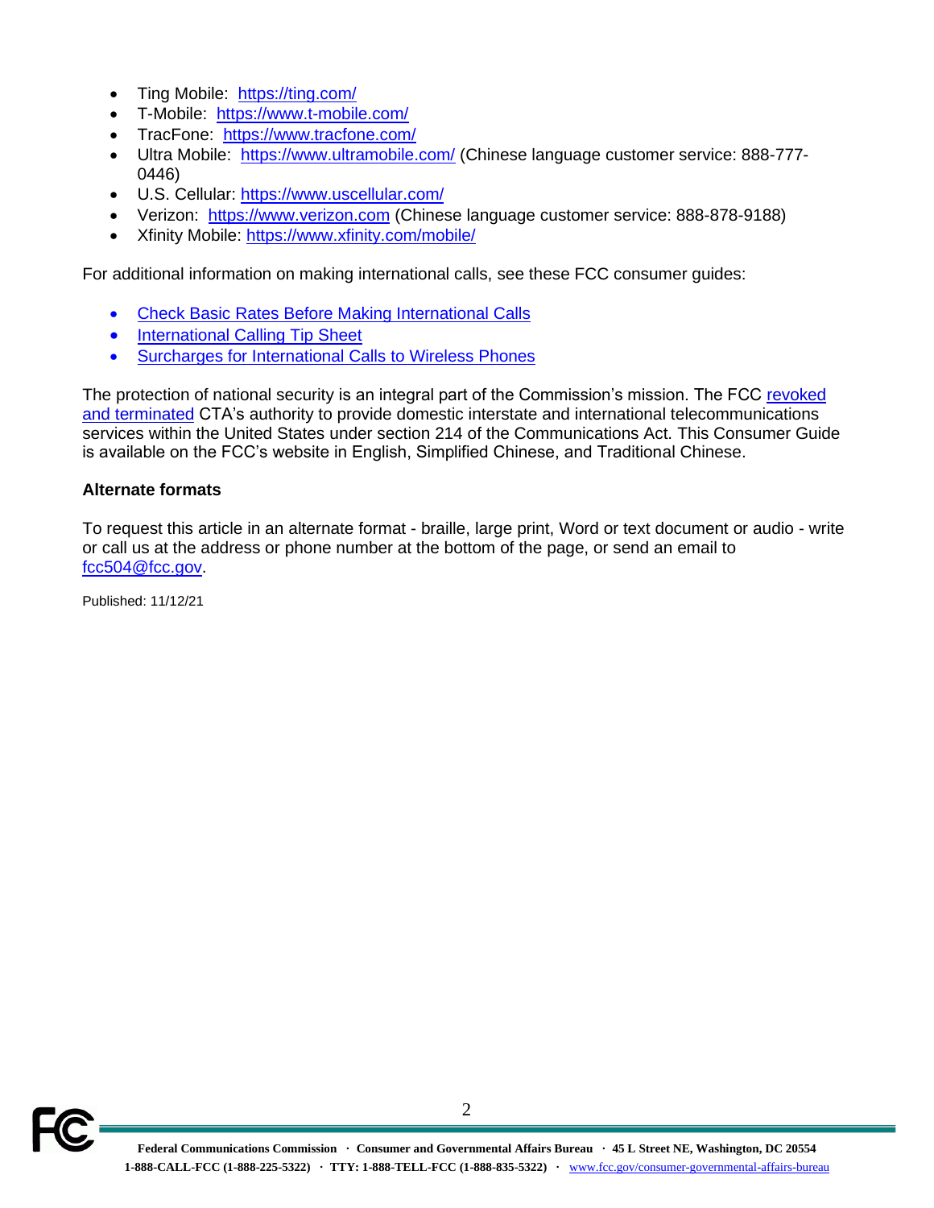- Ting Mobile: [https://ting.com/](https://ting.com/)
- T-Mobile: [https://www.t-mobile.com/](https://www.t-mobile.com/)
- TracFone: [https://www.tracfone.com/](https://www.tracfone.com/)
- Ultra Mobile: [https://www.ultramobile.com/](https://www.ultramobile.com/) (Chinese language customer service: 888-777-0446)
- U.S. Cellular: [https://www.uscellular.com/](https://www.uscellular.com/)
- Verizon: [https://www.verizon.com](https://www.verizon.com) (Chinese language customer service: 888-878-9188)
- Xfinity Mobile: [https://www.xfinity.com/mobile/](https://www.xfinity.com/mobile/)

For additional information on making international calls, see these FCC consumer guides:

- Check Basic Rates Before Making International Calls
- International Calling Tip Sheet
- Surcharges for International Calls to Wireless Phones

The protection of national security is an integral part of the Commission's mission. The FCC revoked and terminated CTA's authority to provide domestic interstate and international telecommunications services within the United States under section 214 of the Communications Act. This Consumer Guide is available on the FCC's website in English, Simplified Chinese, and Traditional Chinese.

**Alternate formats**

To request this article in an alternate format - braille, large print, Word or text document or audio - write or call us at the address or phone number at the bottom of the page, or send an email to [fcc504@fcc.gov](mailto:fcc504@fcc.gov).

Published: 11/12/21

**Federal Communications Commission · Consumer and Governmental Affairs Bureau · 45 L Street NE, Washington, DC 20554**
**1-888-CALL-FCC (1-888-225-5322) · TTY: 1-888-TELL-FCC (1-888-835-5322) ·** [www.fcc.gov/consumer-governmental-affairs-bureau](https://www.fcc.gov/consumer-governmental-affairs-bureau)